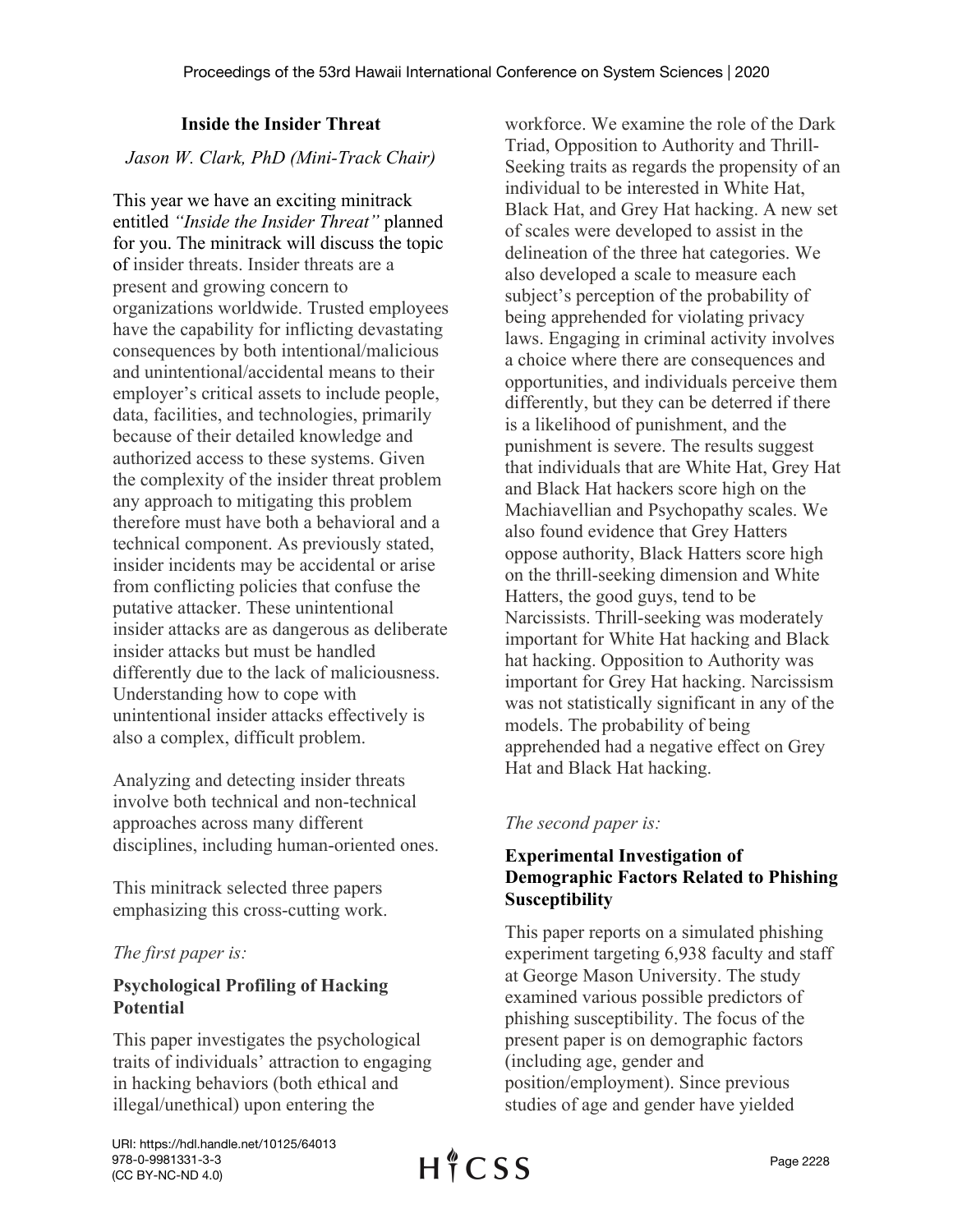# Inside the Insider Threat

*Jason W. Clark, PhD (Mini-Track Chair)*

This year we have an exciting minitrack entitled *"Inside the Insider Threat"* planned for you. The minitrack will discuss the topic of insider threats. Insider threats are a present and growing concern to organizations worldwide. Trusted employees have the capability for inflicting devastating consequences by both intentional/malicious and unintentional/accidental means to their employer's critical assets to include people, data, facilities, and technologies, primarily because of their detailed knowledge and authorized access to these systems. Given the complexity of the insider threat problem any approach to mitigating this problem therefore must have both a behavioral and a technical component. As previously stated, insider incidents may be accidental or arise from conflicting policies that confuse the putative attacker. These unintentional insider attacks are as dangerous as deliberate insider attacks but must be handled differently due to the lack of maliciousness. Understanding how to cope with unintentional insider attacks effectively is also a complex, difficult problem.

Analyzing and detecting insider threats involve both technical and non-technical approaches across many different disciplines, including human-oriented ones.

This minitrack selected three papers emphasizing this cross-cutting work.

*The first paper is:*

## Psychological Profiling of Hacking Potential

This paper investigates the psychological traits of individuals' attraction to engaging in hacking behaviors (both ethical and illegal/unethical) upon entering the workforce. We examine the role of the Dark Triad, Opposition to Authority and Thrill-Seeking traits as regards the propensity of an individual to be interested in White Hat, Black Hat, and Grey Hat hacking. A new set of scales were developed to assist in the delineation of the three hat categories. We also developed a scale to measure each subject's perception of the probability of being apprehended for violating privacy laws. Engaging in criminal activity involves a choice where there are consequences and opportunities, and individuals perceive them differently, but they can be deterred if there is a likelihood of punishment, and the punishment is severe. The results suggest that individuals that are White Hat, Grey Hat and Black Hat hackers score high on the Machiavellian and Psychopathy scales. We also found evidence that Grey Hatters oppose authority, Black Hatters score high on the thrill-seeking dimension and White Hatters, the good guys, tend to be Narcissists. Thrill-seeking was moderately important for White Hat hacking and Black hat hacking. Opposition to Authority was important for Grey Hat hacking. Narcissism was not statistically significant in any of the models. The probability of being apprehended had a negative effect on Grey Hat and Black Hat hacking.

*The second paper is:*

## Experimental Investigation of Demographic Factors Related to Phishing Susceptibility

This paper reports on a simulated phishing experiment targeting 6,938 faculty and staff at George Mason University. The study examined various possible predictors of phishing susceptibility. The focus of the present paper is on demographic factors (including age, gender and position/employment). Since previous studies of age and gender have yielded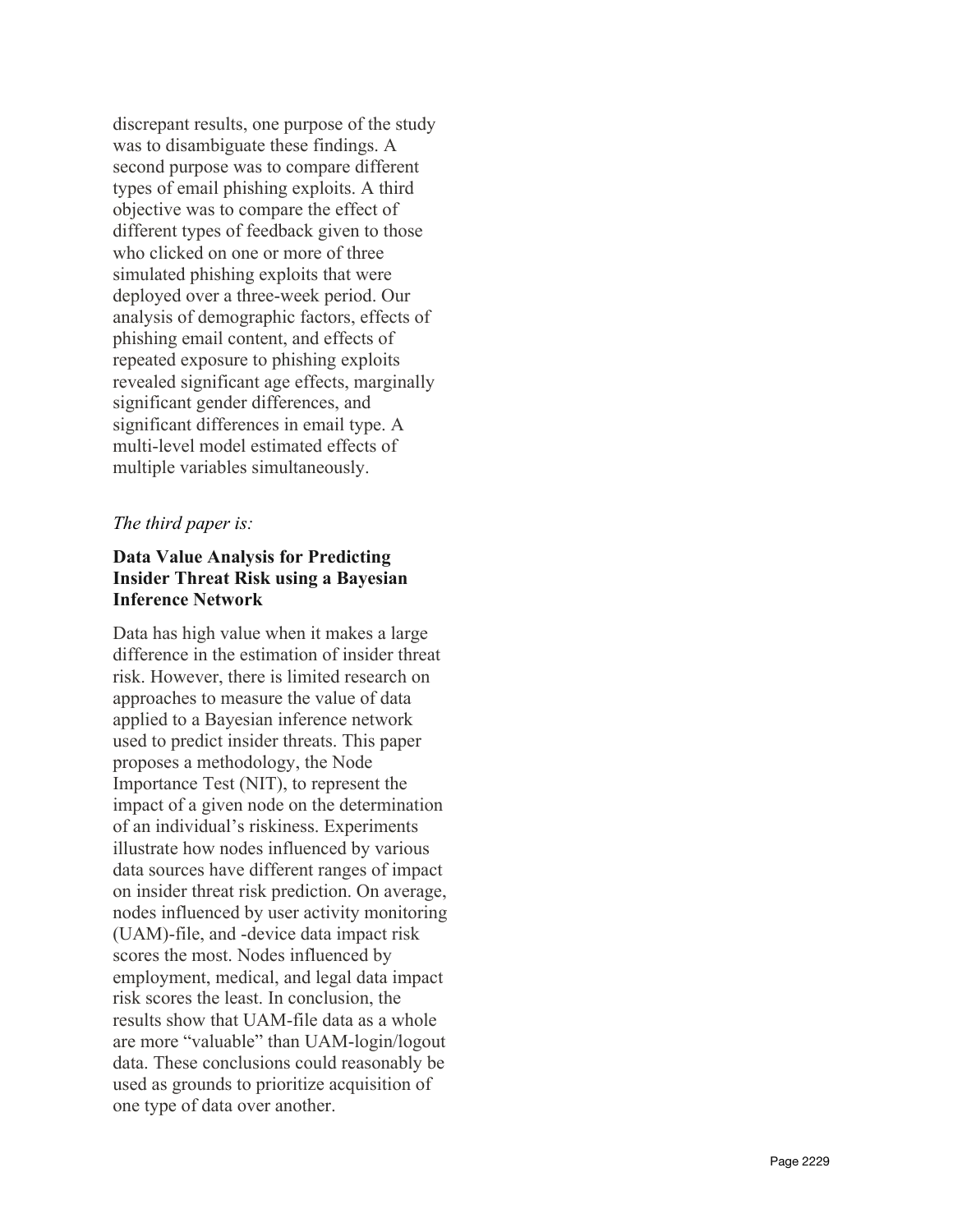discrepant results, one purpose of the study was to disambiguate these findings. A second purpose was to compare different types of email phishing exploits. A third objective was to compare the effect of different types of feedback given to those who clicked on one or more of three simulated phishing exploits that were deployed over a three-week period. Our analysis of demographic factors, effects of phishing email content, and effects of repeated exposure to phishing exploits revealed significant age effects, marginally significant gender differences, and significant differences in email type. A multi-level model estimated effects of multiple variables simultaneously.

*The third paper is:*

**Data Value Analysis for Predicting Insider Threat Risk using a Bayesian Inference Network**

Data has high value when it makes a large difference in the estimation of insider threat risk. However, there is limited research on approaches to measure the value of data applied to a Bayesian inference network used to predict insider threats. This paper proposes a methodology, the Node Importance Test (NIT), to represent the impact of a given node on the determination of an individual's riskiness. Experiments illustrate how nodes influenced by various data sources have different ranges of impact on insider threat risk prediction. On average, nodes influenced by user activity monitoring (UAM)-file, and -device data impact risk scores the most. Nodes influenced by employment, medical, and legal data impact risk scores the least. In conclusion, the results show that UAM-file data as a whole are more "valuable" than UAM-login/logout data. These conclusions could reasonably be used as grounds to prioritize acquisition of one type of data over another.